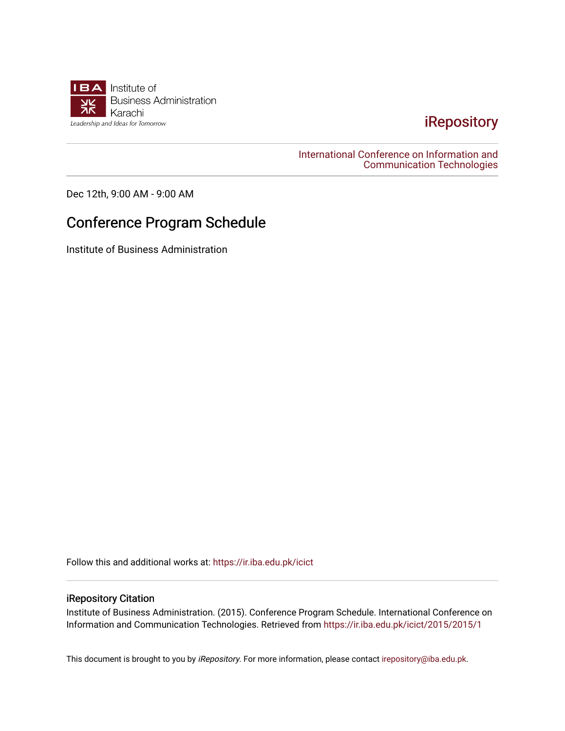Institute of Business Administration Karachi

*Leadership and Ideas for Tomorrow*

iRepository

International Conference on Information and Communication Technologies

Dec 12th, 9:00 AM - 9:00 AM

# Conference Program Schedule

Institute of Business Administration

Follow this and additional works at: https://ir.iba.edu.pk/icict

### iRepository Citation

Institute of Business Administration. (2015). Conference Program Schedule. International Conference on Information and Communication Technologies. Retrieved from https://ir.iba.edu.pk/icict/2015/2015/1

This document is brought to you by *iRepository*. For more information, please contact irepository@iba.edu.pk.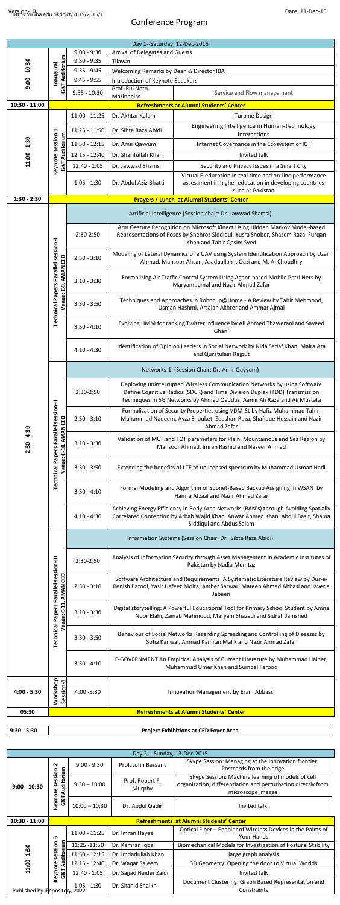# Conference Program

Date: 11-Dec-15

| Day 1--Saturday, 12-Dec-2015 | | | | |
|---|---|---|---|---|
| 9:00 - 10:30 | Inaugural G&T Auditorium | 9:00 - 9:30 | Arrival of Delegates and Guests | |
| | | 9:30 - 9:35 | Tilawat | |
| | | 9:35 - 9:45 | Welcoming Remarks by Dean & Director IBA | |
| | | 9:45 - 9:55 | Introduction of Keynote Speakers | |
| | | 9:55 - 10:30 | Prof. Rui Neto Marinheiro | Service and Flow management |
| 10:30 - 11:00 | **Refreshments at Alumni Students' Center** | | | |
| 11:00 - 1:30 | Keynote session 1 G&T Auditorium | 11:00 - 11:25 | Dr. Akhtar Kalam | Turbine Design |
| | | 11:25 - 11:50 | Dr. Sibte Raza Abidi | Engineering Intelligence in Human-Technology Interactions |
| | | 11:50 - 12:15 | Dr. Amir Qayyum | Internet Governance in the Ecosystem of ICT |
| | | 12:15 - 12:40 | Dr. Sharifullah Khan | Invited talk |
| | | 12:40 - 1:05 | Dr. Jawwad Shamsi | Security and Privacy Issues in a Smart City |
| | | 1:05 - 1:30 | Dr. Abdul Aziz Bhatti | Virtual E-education in real time and on-line performance assessment in higher education in developing countries such as Pakistan |
| 1:30 - 2:30 | **Prayers / Lunch at Alumni Students' Center** | | | |
| 2:30 - 4:30 | Technical Papers Parallel session-I Venue: C9, AMAN CED | | Artificial Intelligence (Session chair: Dr. Jawwad Shamsi) | |
| | | 2:30-2:50 | Arm Gesture Recognition on Microsoft Kinect Using Hidden Markov Model-based Representations of Poses by Shehroz Siddiqui, Yusra Snober, Shazem Raza, Furqan Khan and Tahir Qasim Syed | |
| | | 2:50 - 3:10 | Modeling of Lateral Dynamics of a UAV using System Identification Approach by Uzair Ahmad, Mansoor Ahsan, Asadullah I. Qazi and M. A. Choudhry | |
| | | 3:10 - 3:30 | Formalizing Air Traffic Control System Using Agent-based Mobile Petri Nets by Maryam Jamal and Nazir Ahmad Zafar | |
| | | 3:30 - 3:50 | Techniques and Approaches in Robocup@Home - A Review by Tahir Mehmood, Usman Hashmi, Arsalan Akhter and Ammar Ajmal | |
| | | 3:50 - 4:10 | Evolving HMM for ranking Twitter influence by Ali Ahmed Thawerani and Sayeed Ghani | |
| | | 4:10 - 4:30 | Identification of Opinion Leaders in Social Network by Nida Sadaf Khan, Maira Ata and Quratulain Rajput | |
| | Technical Papers Parallel session-II Venue: C-10, AMAN CED | | Networks-1 (Session Chair: Dr. Amir Qayyum) | |
| | | 2:30-2:50 | Deploying uninterrupted Wireless Communication Networks by using Software Define Cognitive Radios (SDCR) and Time Division Duplex (TDD) Transmission Techniques in 5G Networks by Ahmed Qaddus, Aamir Ali Raza and Ali Mustafa | |
| | | 2:50 - 3:10 | Formalization of Security Properties using VDM-SL by Hafiz Muhammad Tahir, Muhammad Nadeem, Ayza Shouket, Zeeshan Raza, Shafique Hussain and Nazir Ahmad Zafar | |
| | | 3:10 - 3:30 | Validation of MUF and FOT parameters for Plain, Mountainous and Sea Region by Mansoor Ahmad, Imran Rashid and Naseer Ahmad | |
| | | 3:30 - 3:50 | Extending the benefits of LTE to unlicensed spectrum by Muhammad Usman Hadi | |
| | | 3:50 - 4:10 | Formal Modeling and Algorithm of Subnet-Based Backup Assigning in WSAN by Hamra Afzaal and Nazir Ahmad Zafar | |
| | | 4:10 - 4:30 | Achieving Energy Efficiency in Body Area Networks (BAN's) through Avoiding Spatially Correlated Contention by Arbab Wajid Khan, Anwar Ahmed Khan, Abdul Basit, Shama Siddiqui and Abdus Salam | |
| | Technical Papers Parallel session-III Venue: C-11, AMAN CED | | Information Systems (Session Chair: Dr. Sibte Raza Abidi) | |
| | | 2:30-2:50 | Analysis of Information Security through Asset Management in Academic Institutes of Pakistan by Nadia Mumtaz | |
| | | 2:50 - 3:10 | Software Architecture and Requirements: A Systematic Literature Review by Dur-e-Benish Batool, Yasir Hafeez Molta, Amber Sarwar, Mateen Ahmed Abbasi and Javeria Jabeen | |
| | | 3:10 - 3:30 | Digital storytelling: A Powerful Educational Tool for Primary School Student by Amna Noor Elahi, Zainab Mahmood, Maryam Shazadi and Sidrah Jamshed | |
| | | 3:30 - 3:50 | Behaviour of Social Networks Regarding Spreading and Controlling of Diseases by Sofia Kanwal, Ahmad Kamran Malik and Nazir Ahmad Zafar | |
| | | 3:50 - 4:10 | E-GOVERNMENT An Empirical Analysis of Current Literature by Muhammad Haider, Muhammad Umer Khan and Sumbal Farooq | |
| 4:00 - 5:30 | Workshop Session-1 | 4:00 -5:30 | Innovation Management by Eram Abbassi | |
| 05:30 | **Refreshments at Alumni Students' Center** | | | |

| 9:30 - 5:30 | **Project Exhibitions at CED Foyer Area** |
|---|---|

| Day 2 -- Sunday, 13-Dec-2015 | | | | |
|---|---|---|---|---|
| 9:00 - 10:30 | Keynote session 2 G&T Auditorium | 9:00 - 9:30 | Prof. John Bessant | Skype Session: Managing at the innovation frontier: Postcards from the edge |
| | | 9:30 – 10:00 | Prof. Robert F. Murphy | Skype Session: Machine learning of models of cell organization, differentiation and perturbation directly from microscope images |
| | | 10:00 – 10:30 | Dr. Abdul Qadir | Invited talk |
| 10:30 - 11:00 | **Refreshments at Alumni Students' Center** | | | |
| 11:00 - 1:30 | Keynote session 3 G&T Auditorium | 11:00 - 11:25 | Dr. Imran Hayee | Optical Fiber – Enabler of Wireless Devices in the Palms of Your Hands |
| | | 11:25 -11:50 | Dr. Kamran Iqbal | Biomechanical Models for Investigation of Postural Stability |
| | | 11:50 - 12:15 | Dr. Imdadullah Khan | large graph analysis |
| | | 12:15 - 12:40 | Dr. Waqar Saleem | 3D Geometry: Opening the door to Virtual Worlds |
| | | 12:40 - 1:05 | Dr. Sajjad Haider Zaidi | Invited talk |
| | | 1:05 - 1:30 | Dr. Shahid Shaikh | Document Clustering: Graph Based Representation and Constraints |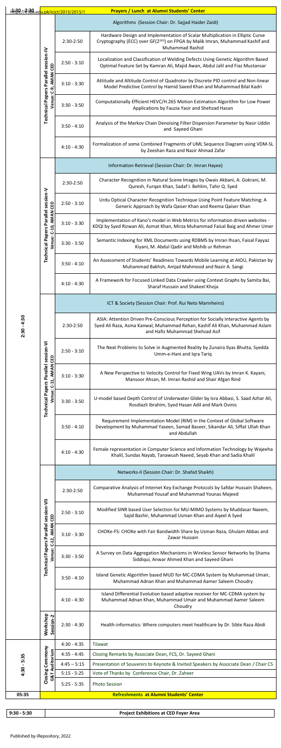| | | | |
|---|---|---|---|
| 1:30 - 2:30 | | | **Prayers / Lunch at Alumni Students' Center** |
| 2:30 - 4:30 | Technical Papers Parallel session-IV Venue: C-9, AMAN CED | | Algorithms (Session Chair: Dr. Sajjad Haider Zaidi) |
| | | 2:30-2:50 | Hardware Design and Implementation of Scalar Multiplication in Elliptic Curve Cryptography (ECC) over GF($2^{163}$) on FPGA by Malik Imran, Muhammad Kashif and Muhammad Rashid |
| | | 2:50 - 3:10 | Localization and Classification of Welding Defects Using Genetic Algorithm Based Optimal Feature Set by Kamran Ali, Majid Awan, Abdul Jalil and Fiaz Mustansar |
| | | 3:10 - 3:30 | Attitude and Altitude Control of Quadrotor by Discrete PID control and Non-linear Model Predictive Control by Hamid Saeed Khan and Muhammad Bilal Kadri |
| | | 3:30 - 3:50 | Computationally Efficient HEVC/H.265 Motion Estimation Algorithm for Low Power Applications by Fauzia Yasir and Shehzad Hasan |
| | | 3:50 - 4:10 | Analysis of the Markov Chain Denoising Filter Dispersion Parameter by Nasir Uddin and Sayeed Ghani |
| | | 4:10 - 4:30 | Formalization of some Combined Fragments of UML Sequence Diagram using VDM-SL by Zeeshan Raza and Nazir Ahmad Zafar |
| | Technical Papers Parallel session-V Venue: C-10, AMAN CED | | Information Retrieval (Session Chair: Dr. Imran Hayee) |
| | | 2:30-2:50 | Character Recognition in Natural Scene Images by Owais Akbani, A. Gokrani, M. Quresh, Furqan Khan, Sadaf I. Behlim, Tahir Q. Syed |
| | | 2:50 - 3:10 | Urdu Optical Character Recognition Technique Using Point Feature Matching; A Generic Approach by Wafa Qaiser Khan and Reema Qaiser Khan |
| | | 3:10 - 3:30 | Implementation of Kano's model in Web Metrics for information driven websites - KDQI by Syed Rizwan Ali, Azmat Khan, Mirza Muhammad Faisal Baig and Ahmer Umer |
| | | 3:30 - 3:50 | Semantic Indexing for XML Documents using RDBMS by Imran Ihsan, Faisal Fayyaz Kiyani, M. Abdul Qadir and Mohib ur Rehman |
| | | 3:50 - 4:10 | An Assessment of Students' Readiness Towards Mobile Learning at AIOU, Pakistan by Muhammad Bakhsh, Amjad Mahmood and Nazir A. Sangi |
| | | 4:10 - 4:30 | A Framework for Focused Linked Data Crawler using Context Graphs by Samita Bai, Sharaf Hussain and Shakeel Khoja |
| | Technical Papers Parallel session-VI Venue: C-11, AMAN CED | | ICT & Society (Session Chair: Prof. Rui Neto Marinheiro) |
| | | 2:30-2:50 | ASIA: Attention Driven Pre-Conscious Perception for Socially Interactive Agents by Syed Ali Raza, Asma Kanwal, Muhammad Rehan, Kashif Ali Khan, Muhammad Aslam and Hafiz Muhammad Shehzad Asif |
| | | 2:50 - 3:10 | The Next Problems to Solve in Augmented Reality by Zunaira Ilyas Bhutta, Syedda Umm-e-Hani and Iqra Tariq |
| | | 3:10 - 3:30 | A New Perspective to Velocity Control for Fixed Wing UAVs by Imran K. Kayani, Mansoor Ahsan, M. Imran Rashid and Shair Afgan Rind |
| | | 3:30 - 3:50 | U-model based Depth Control of Underwater Glider by Isra Abbasi, S. Saad Azhar Ali, Rosdiazli Ibrahim, Syed Hasan Adil and Mark Ovinis |
| | | 3:50 - 4:10 | Requirement Implementation Model (RIM) in the Context of Global Software Development by Muhammad Yaseen, Samad Baseer, Sikandar Ali, Siffat Ullah Khan and Abdullah |
| | | 4:10 - 4:30 | Female representation in Computer Science and Information Technology by Wajeeha Khalil, Sundas Nayab, Tanawush Naeed, Seyab Khan and Sadia Khalil |
| | Technical Papers Parallel session-VII Venue: C-12, AMAN CED | | Networks-II (Session Chair: Dr. Shahid Shaikh) |
| | | 2:30-2:50 | Comparative Analysis of Internet Key Exchange Protocols by Safdar Hussain Shaheen, Muhammad Yousaf and Muhammad Younas Majeed |
| | | 2:50 - 3:10 | Modified SINR based User Selection for MU-MIMO Systems by Muddasar Naeem, Sajid Bashir, Muhammad Usman Khan and Aqeel A Syed |
| | | 3:10 - 3:30 | CHOKe-FS: CHOKe with Fair Bandwidth Share by Usman Raza, Ghulam Abbas and Zawar Hussain |
| | | 3:30 - 3:50 | A Survey on Data Aggregation Mechanisms in Wireless Sensor Networks by Shama Siddiqui, Anwar Ahmed Khan and Sayeed Ghani |
| | | 3:50 - 4:10 | Island Genetic Algorithm based MUD for MC-CDMA System by Muhammad Umair, Muhammad Adnan Khan and Muhammad Aamer Saleem Choudry |
| | | 4:10 - 4:30 | Island Differential Evolution based adaptive receiver for MC-CDMA system by Muhammad Adnan Khan, Muhammad Umair and Muhammad Aamer Saleem Choudry |
| | Workshop Session-2 | 2:30 - 4:30 | Health-informatics: Where computers meet healthcare by Dr. Sibte Raza Abidi |
| 4:30 - 5:35 | Closing Ceremony G&T Auditorium | 4:30 - 4:35 | Tilawat |
| | | 4:35 - 4:45 | Closing Remarks by Associate Dean, FCS, Dr. Sayeed Ghani |
| | | 4:45 – 5:15 | Presentation of Souvenirs to Keynote & Invited Speakers by Associate Dean / Chair CS |
| | | 5:15 - 5:25 | Vote of Thanks by Conference Chair, Dr. Zaheer |
| | | 5:25 - 5:35 | Photo Session |
| 05:35 | | | **Refreshments at Alumni Students' Center** |

| | |
|---|---|
| 9:30 - 5:30 | **Project Exhibitions at CED Foyer Area** |